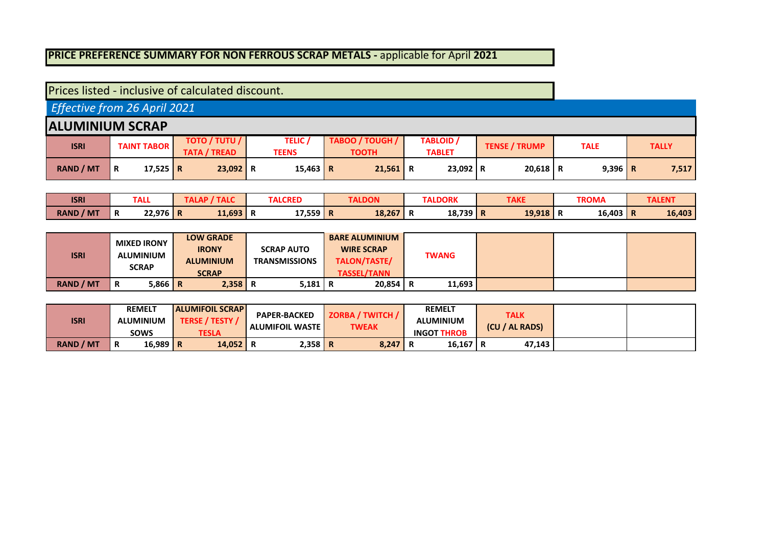**PRICE PREFERENCE SUMMARY FOR NON FERROUS SCRAP METALS -** applicable for April **2021**

Prices listed - inclusive of calculated discount.

*Effective from 26 April 2021*

## ALUMINIUM SCRAP

| ISRI | TAINT TABOR | TOTO / TUTU / TATA / TREAD | TELIC / TEENS | TABOO / TOUGH / TOOTH | TABLOID / TABLET | TENSE / TRUMP | TALE | TALLY |
|---|---|---|---|---|---|---|---|---|
| RAND / MT | R 17,525 | R 23,092 | R 15,463 | R 21,561 | R 23,092 | R 20,618 | R 9,396 | R 7,517 |

| ISRI | TALL | TALAP / TALC | TALCRED | TALDON | TALDORK | TAKE | TROMA | TALENT |
|---|---|---|---|---|---|---|---|---|
| RAND / MT | R 22,976 | R 11,693 | R 17,559 | R 18,267 | R 18,739 | R 19,918 | R 16,403 | R 16,403 |

| ISRI | MIXED IRONY ALUMINIUM SCRAP | LOW GRADE IRONY ALUMINIUM SCRAP | SCRAP AUTO TRANSMISSIONS | BARE ALUMINIUM WIRE SCRAP TALON/TASTE/ TASSEL/TANN | TWANG | | | |
|---|---|---|---|---|---|---|---|---|
| RAND / MT | R 5,866 | R 2,358 | R 5,181 | R 20,854 | R 11,693 | | | |

| ISRI | REMELT ALUMINIUM SOWS | ALUMIFOIL SCRAP TERSE / TESTY / TESLA | PAPER-BACKED ALUMIFOIL WASTE | ZORBA / TWITCH / TWEAK | REMELT ALUMINIUM INGOT THROB | TALK (CU / AL RADS) | | |
|---|---|---|---|---|---|---|---|---|
| RAND / MT | R 16,989 | R 14,052 | R 2,358 | R 8,247 | R 16,167 | R 47,143 | | |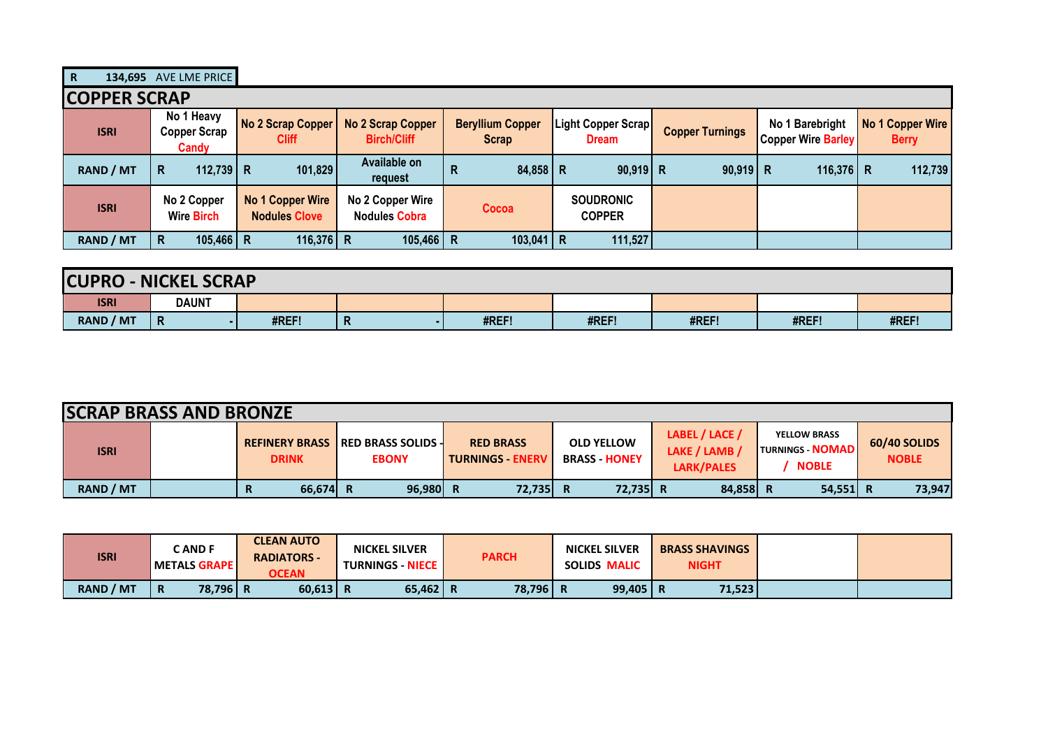| R | 134,695 | AVE LME PRICE |
|---|---|---|

## COPPER SCRAP

| ISRI | No 1 Heavy Copper Scrap Candy | No 2 Scrap Copper Cliff | No 2 Scrap Copper Birch/Cliff | Beryllium Copper Scrap | Light Copper Scrap Dream | Copper Turnings | No 1 Barebright Copper Wire Barley | No 1 Copper Wire Berry |
|---|---|---|---|---|---|---|---|---|
| RAND / MT | R 112,739 | R 101,829 | Available on request | R 84,858 | R 90,919 | R 90,919 | R 116,376 | R 112,739 |
| ISRI | No 2 Copper Wire Birch | No 1 Copper Wire Nodules Clove | No 2 Copper Wire Nodules Cobra | Cocoa | SOUDRONIC COPPER | | | |
| RAND / MT | R 105,466 | R 116,376 | R 105,466 | R 103,041 | R 111,527 | | | |

## CUPRO - NICKEL SCRAP

| ISRI | DAUNT | | | | | | | |
|---|---|---|---|---|---|---|---|---|
| RAND / MT | R - | #REF! | R - | #REF! | #REF! | #REF! | #REF! | #REF! |

## SCRAP BRASS AND BRONZE

| ISRI | | REFINERY BRASS DRINK | RED BRASS SOLIDS - EBONY | RED BRASS TURNINGS - ENERV | OLD YELLOW BRASS - HONEY | LABEL / LACE / LAKE / LAMB / LARK/PALES | YELLOW BRASS TURNINGS - NOMAD / NOBLE | 60/40 SOLIDS NOBLE |
|---|---|---|---|---|---|---|---|---|
| RAND / MT | | R 66,674 | R 96,980 | R 72,735 | R 72,735 | R 84,858 | R 54,551 | R 73,947 |

| ISRI | C AND F METALS GRAPE | CLEAN AUTO RADIATORS - OCEAN | NICKEL SILVER TURNINGS - NIECE | PARCH | NICKEL SILVER SOLIDS MALIC | BRASS SHAVINGS NIGHT | | |
|---|---|---|---|---|---|---|---|---|
| RAND / MT | R 78,796 | R 60,613 | R 65,462 | R 78,796 | R 99,405 | R 71,523 | | |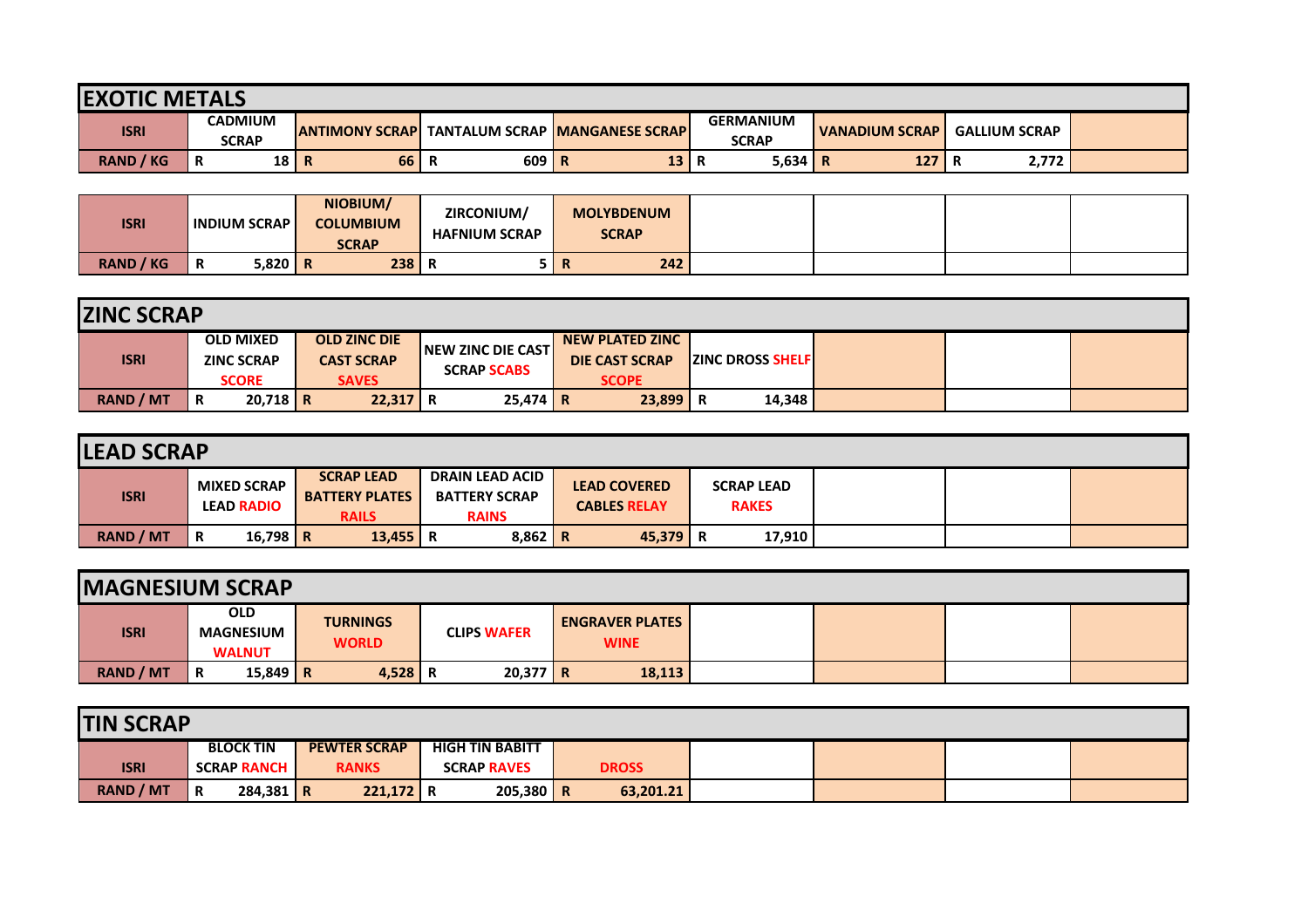## EXOTIC METALS

| ISRI | CADMIUM SCRAP | ANTIMONY SCRAP | TANTALUM SCRAP | MANGANESE SCRAP | GERMANIUM SCRAP | VANADIUM SCRAP | GALLIUM SCRAP | |
|---|---|---|---|---|---|---|---|---|
| RAND / KG | R 18 | R 66 | R 609 | R 13 | R 5,634 | R 127 | R 2,772 | |

| ISRI | INDIUM SCRAP | NIOBIUM/ COLUMBIUM SCRAP | ZIRCONIUM/ HAFNIUM SCRAP | MOLYBDENUM SCRAP | | | | |
|---|---|---|---|---|---|---|---|---|
| RAND / KG | R 5,820 | R 238 | R 5 | R 242 | | | | |

## ZINC SCRAP

| ISRI | OLD MIXED ZINC SCRAP SCORE | OLD ZINC DIE CAST SCRAP SAVES | NEW ZINC DIE CAST SCRAP SCABS | NEW PLATED ZINC DIE CAST SCRAP SCOPE | ZINC DROSS SHELF | | | |
|---|---|---|---|---|---|---|---|---|
| RAND / MT | R 20,718 | R 22,317 | R 25,474 | R 23,899 | R 14,348 | | | |

## LEAD SCRAP

| ISRI | MIXED SCRAP LEAD RADIO | SCRAP LEAD BATTERY PLATES RAILS | DRAIN LEAD ACID BATTERY SCRAP RAINS | LEAD COVERED CABLES RELAY | SCRAP LEAD RAKES | | | |
|---|---|---|---|---|---|---|---|---|
| RAND / MT | R 16,798 | R 13,455 | R 8,862 | R 45,379 | R 17,910 | | | |

## MAGNESIUM SCRAP

| ISRI | OLD MAGNESIUM WALNUT | TURNINGS WORLD | CLIPS WAFER | ENGRAVER PLATES WINE | | | | |
|---|---|---|---|---|---|---|---|---|
| RAND / MT | R 15,849 | R 4,528 | R 20,377 | R 18,113 | | | | |

## TIN SCRAP

| ISRI | BLOCK TIN SCRAP RANCH | PEWTER SCRAP RANKS | HIGH TIN BABITT SCRAP RAVES | DROSS | | | | |
|---|---|---|---|---|---|---|---|---|
| RAND / MT | R 284,381 | R 221,172 | R 205,380 | R 63,201.21 | | | | |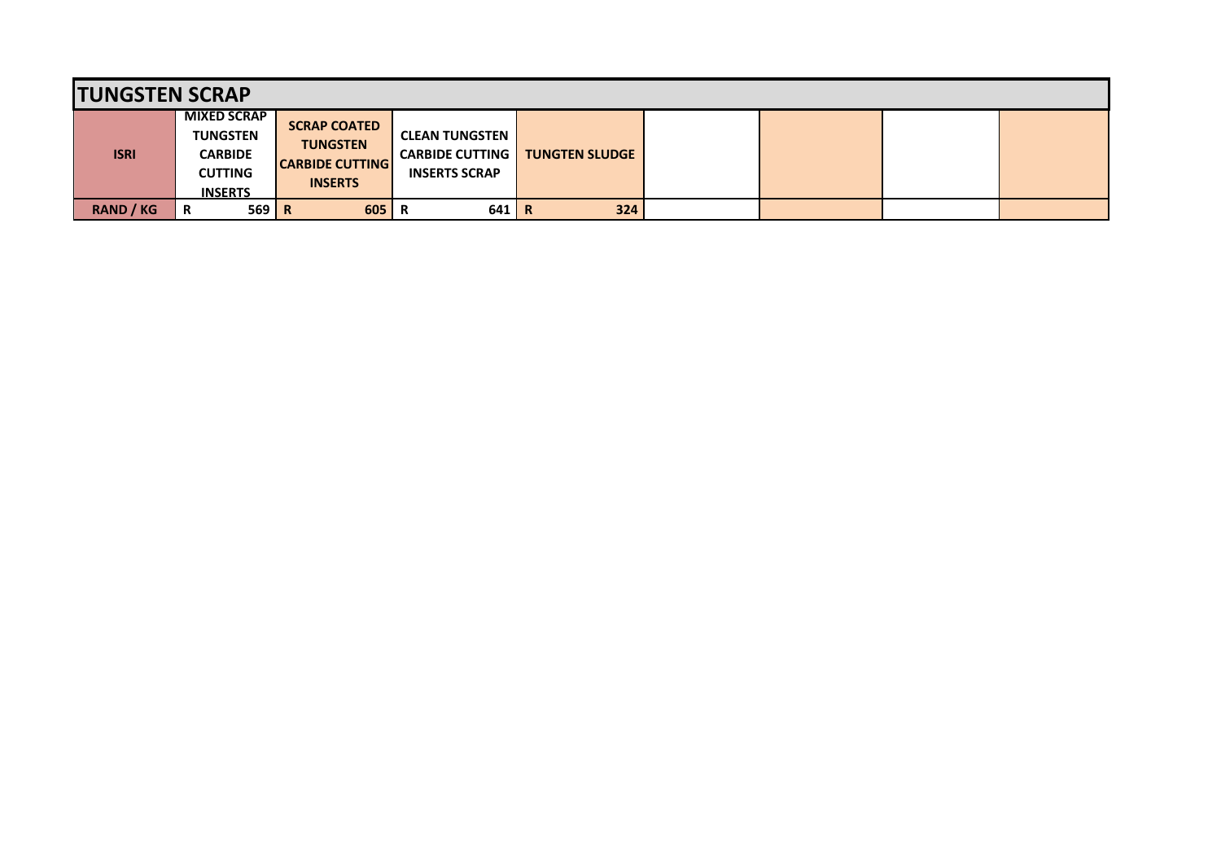## TUNGSTEN SCRAP

| ISRI | MIXED SCRAP TUNGSTEN CARBIDE CUTTING INSERTS | SCRAP COATED TUNGSTEN CARBIDE CUTTING INSERTS | CLEAN TUNGSTEN CARBIDE CUTTING INSERTS SCRAP | TUNGTEN SLUDGE | | | | |
|---|---|---|---|---|---|---|---|---|
| RAND / KG | R 569 | R 605 | R 641 | R 324 | | | | |